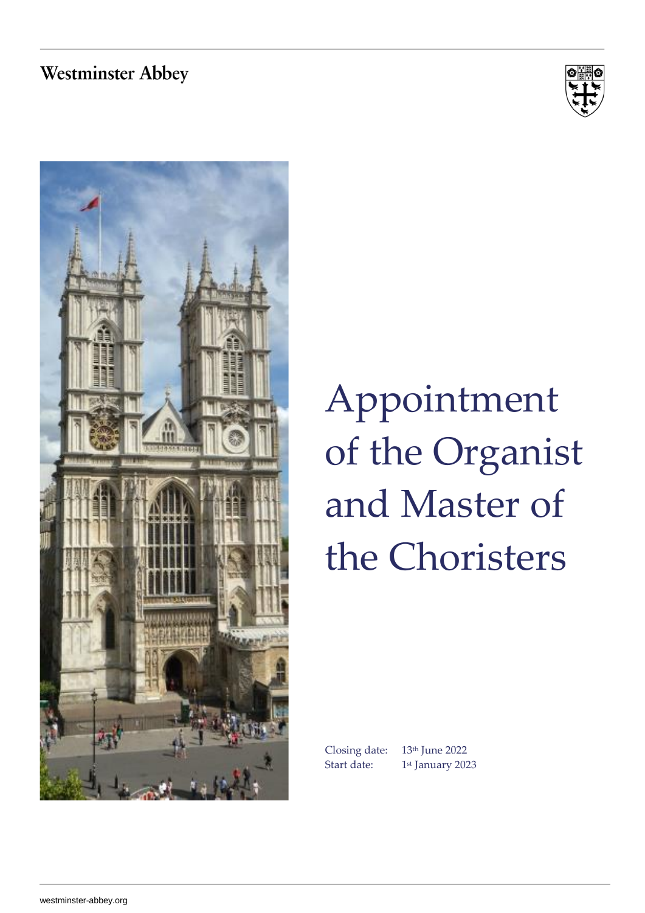Westminster Abbey

# Appointment of the Organist and Master of the Choristers

Closing date: 13th June 2022
Start date: 1st January 2023

westminster-abbey.org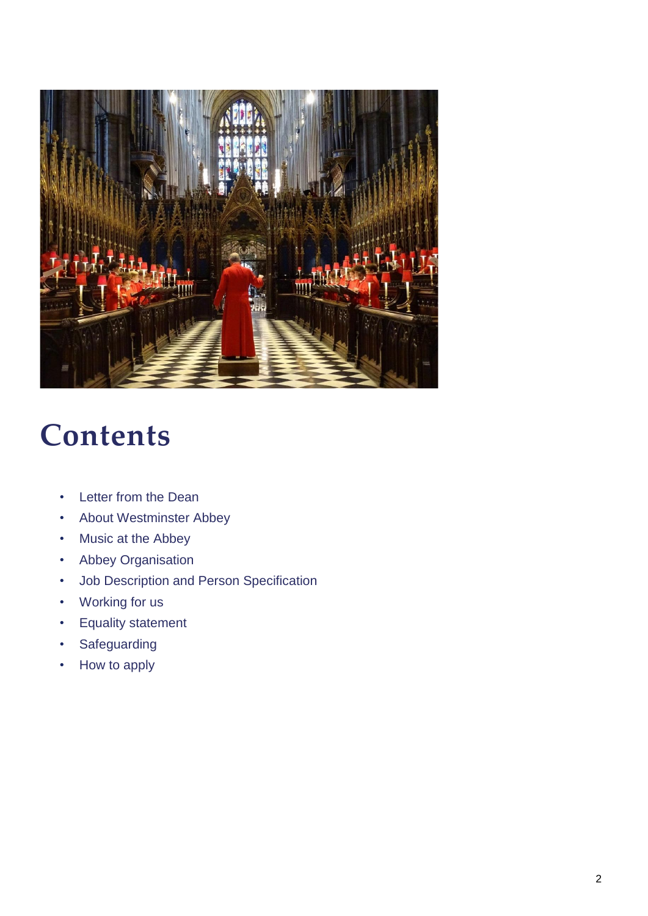# Contents

- Letter from the Dean
- About Westminster Abbey
- Music at the Abbey
- Abbey Organisation
- Job Description and Person Specification
- Working for us
- Equality statement
- Safeguarding
- How to apply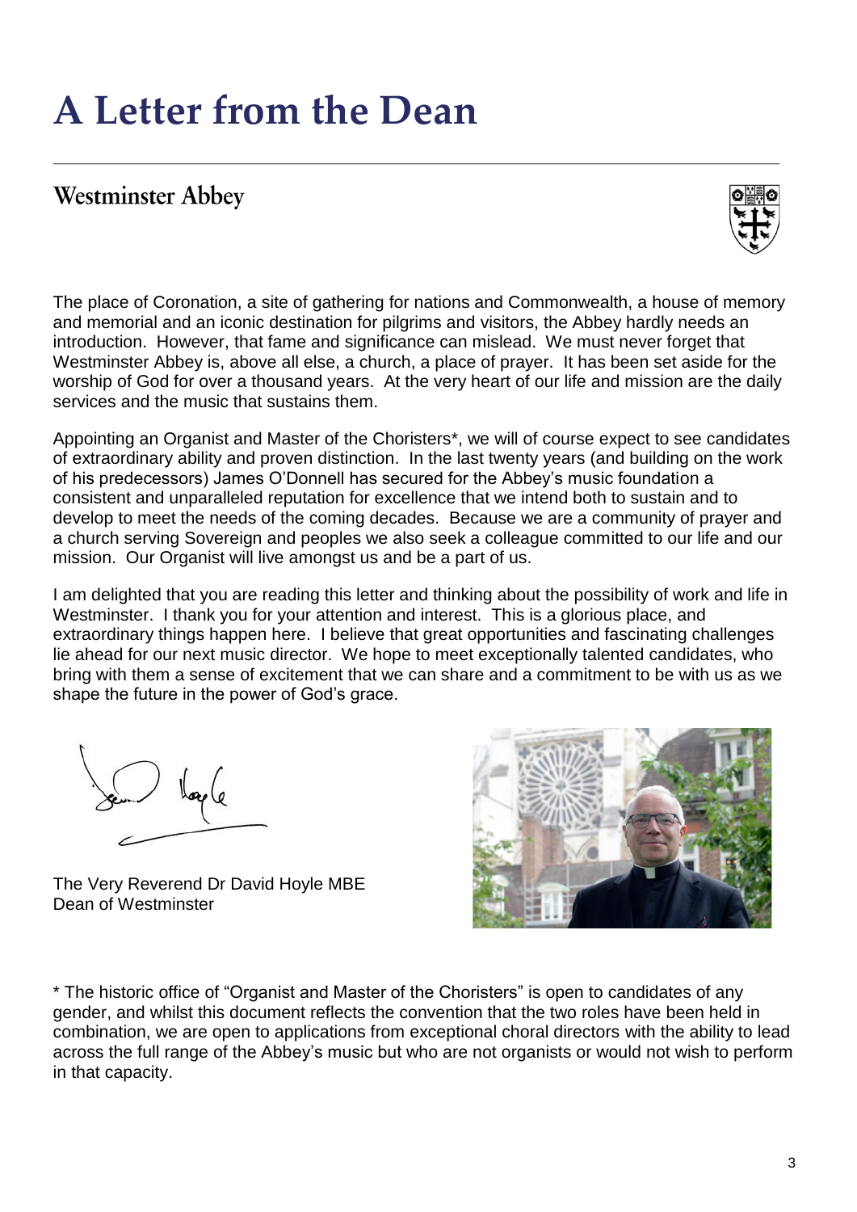# A Letter from the Dean

## Westminster Abbey

The place of Coronation, a site of gathering for nations and Commonwealth, a house of memory and memorial and an iconic destination for pilgrims and visitors, the Abbey hardly needs an introduction. However, that fame and significance can mislead. We must never forget that Westminster Abbey is, above all else, a church, a place of prayer. It has been set aside for the worship of God for over a thousand years. At the very heart of our life and mission are the daily services and the music that sustains them.

Appointing an Organist and Master of the Choristers*, we will of course expect to see candidates of extraordinary ability and proven distinction. In the last twenty years (and building on the work of his predecessors) James O'Donnell has secured for the Abbey's music foundation a consistent and unparalleled reputation for excellence that we intend both to sustain and to develop to meet the needs of the coming decades. Because we are a community of prayer and a church serving Sovereign and peoples we also seek a colleague committed to our life and our mission. Our Organist will live amongst us and be a part of us.

I am delighted that you are reading this letter and thinking about the possibility of work and life in Westminster. I thank you for your attention and interest. This is a glorious place, and extraordinary things happen here. I believe that great opportunities and fascinating challenges lie ahead for our next music director. We hope to meet exceptionally talented candidates, who bring with them a sense of excitement that we can share and a commitment to be with us as we shape the future in the power of God's grace.

The Very Reverend Dr David Hoyle MBE
Dean of Westminster

* The historic office of "Organist and Master of the Choristers" is open to candidates of any gender, and whilst this document reflects the convention that the two roles have been held in combination, we are open to applications from exceptional choral directors with the ability to lead across the full range of the Abbey's music but who are not organists or would not wish to perform in that capacity.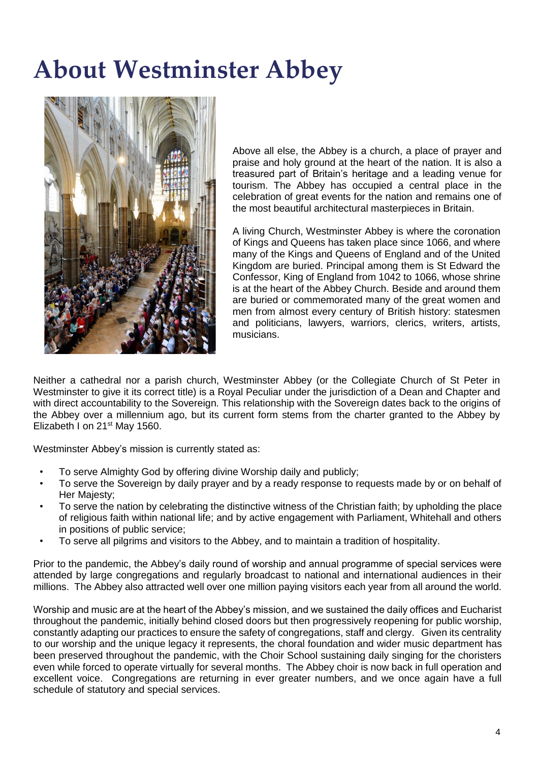# About Westminster Abbey

Above all else, the Abbey is a church, a place of prayer and praise and holy ground at the heart of the nation. It is also a treasured part of Britain's heritage and a leading venue for tourism. The Abbey has occupied a central place in the celebration of great events for the nation and remains one of the most beautiful architectural masterpieces in Britain.

A living Church, Westminster Abbey is where the coronation of Kings and Queens has taken place since 1066, and where many of the Kings and Queens of England and of the United Kingdom are buried. Principal among them is St Edward the Confessor, King of England from 1042 to 1066, whose shrine is at the heart of the Abbey Church. Beside and around them are buried or commemorated many of the great women and men from almost every century of British history: statesmen and politicians, lawyers, warriors, clerics, writers, artists, musicians.

Neither a cathedral nor a parish church, Westminster Abbey (or the Collegiate Church of St Peter in Westminster to give it its correct title) is a Royal Peculiar under the jurisdiction of a Dean and Chapter and with direct accountability to the Sovereign. This relationship with the Sovereign dates back to the origins of the Abbey over a millennium ago, but its current form stems from the charter granted to the Abbey by Elizabeth I on 21st May 1560.

Westminster Abbey's mission is currently stated as:

- To serve Almighty God by offering divine Worship daily and publicly;
- To serve the Sovereign by daily prayer and by a ready response to requests made by or on behalf of Her Majesty;
- To serve the nation by celebrating the distinctive witness of the Christian faith; by upholding the place of religious faith within national life; and by active engagement with Parliament, Whitehall and others in positions of public service;
- To serve all pilgrims and visitors to the Abbey, and to maintain a tradition of hospitality.

Prior to the pandemic, the Abbey's daily round of worship and annual programme of special services were attended by large congregations and regularly broadcast to national and international audiences in their millions. The Abbey also attracted well over one million paying visitors each year from all around the world.

Worship and music are at the heart of the Abbey's mission, and we sustained the daily offices and Eucharist throughout the pandemic, initially behind closed doors but then progressively reopening for public worship, constantly adapting our practices to ensure the safety of congregations, staff and clergy. Given its centrality to our worship and the unique legacy it represents, the choral foundation and wider music department has been preserved throughout the pandemic, with the Choir School sustaining daily singing for the choristers even while forced to operate virtually for several months. The Abbey choir is now back in full operation and excellent voice. Congregations are returning in ever greater numbers, and we once again have a full schedule of statutory and special services.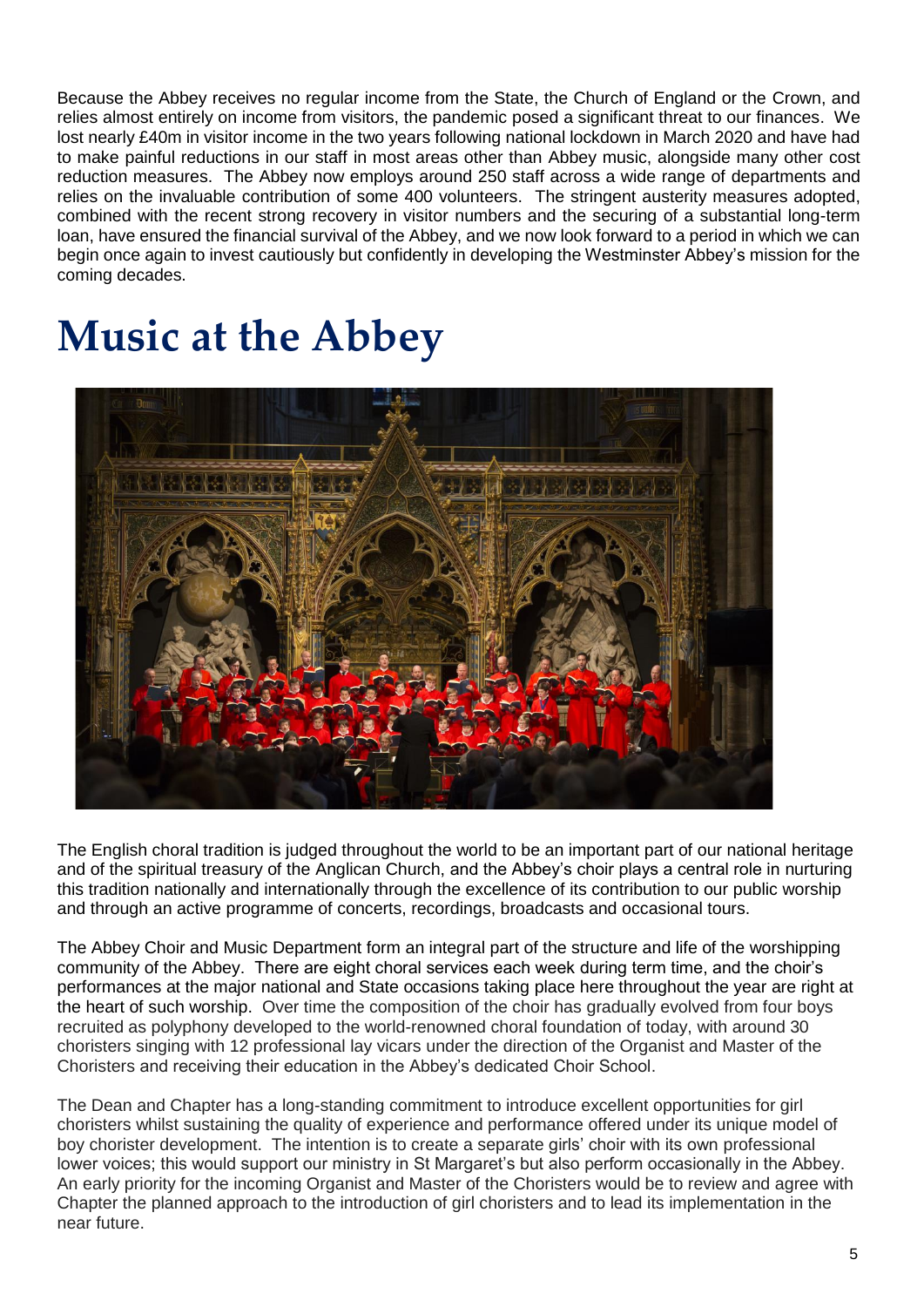Because the Abbey receives no regular income from the State, the Church of England or the Crown, and relies almost entirely on income from visitors, the pandemic posed a significant threat to our finances. We lost nearly £40m in visitor income in the two years following national lockdown in March 2020 and have had to make painful reductions in our staff in most areas other than Abbey music, alongside many other cost reduction measures. The Abbey now employs around 250 staff across a wide range of departments and relies on the invaluable contribution of some 400 volunteers. The stringent austerity measures adopted, combined with the recent strong recovery in visitor numbers and the securing of a substantial long-term loan, have ensured the financial survival of the Abbey, and we now look forward to a period in which we can begin once again to invest cautiously but confidently in developing the Westminster Abbey's mission for the coming decades.

# Music at the Abbey

The English choral tradition is judged throughout the world to be an important part of our national heritage and of the spiritual treasury of the Anglican Church, and the Abbey's choir plays a central role in nurturing this tradition nationally and internationally through the excellence of its contribution to our public worship and through an active programme of concerts, recordings, broadcasts and occasional tours.

The Abbey Choir and Music Department form an integral part of the structure and life of the worshipping community of the Abbey. There are eight choral services each week during term time, and the choir's performances at the major national and State occasions taking place here throughout the year are right at the heart of such worship. Over time the composition of the choir has gradually evolved from four boys recruited as polyphony developed to the world-renowned choral foundation of today, with around 30 choristers singing with 12 professional lay vicars under the direction of the Organist and Master of the Choristers and receiving their education in the Abbey's dedicated Choir School.

The Dean and Chapter has a long-standing commitment to introduce excellent opportunities for girl choristers whilst sustaining the quality of experience and performance offered under its unique model of boy chorister development. The intention is to create a separate girls' choir with its own professional lower voices; this would support our ministry in St Margaret's but also perform occasionally in the Abbey. An early priority for the incoming Organist and Master of the Choristers would be to review and agree with Chapter the planned approach to the introduction of girl choristers and to lead its implementation in the near future.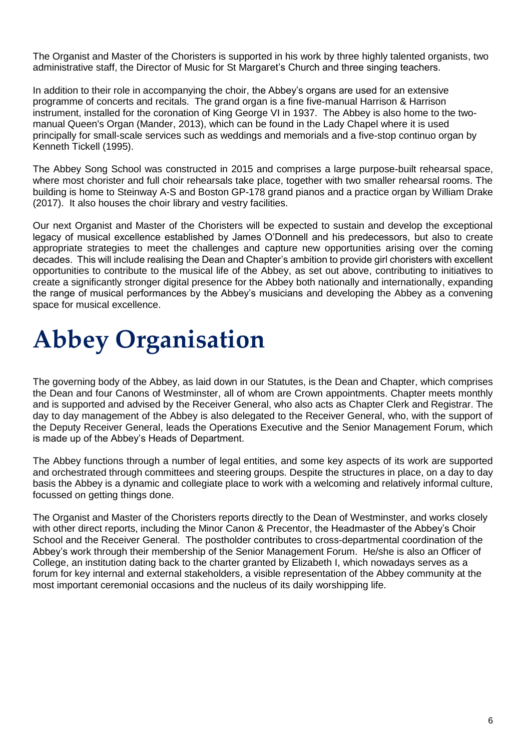The Organist and Master of the Choristers is supported in his work by three highly talented organists, two administrative staff, the Director of Music for St Margaret's Church and three singing teachers.

In addition to their role in accompanying the choir, the Abbey's organs are used for an extensive programme of concerts and recitals. The grand organ is a fine five-manual Harrison & Harrison instrument, installed for the coronation of King George VI in 1937. The Abbey is also home to the two-manual Queen's Organ (Mander, 2013), which can be found in the Lady Chapel where it is used principally for small-scale services such as weddings and memorials and a five-stop continuo organ by Kenneth Tickell (1995).

The Abbey Song School was constructed in 2015 and comprises a large purpose-built rehearsal space, where most chorister and full choir rehearsals take place, together with two smaller rehearsal rooms. The building is home to Steinway A-S and Boston GP-178 grand pianos and a practice organ by William Drake (2017). It also houses the choir library and vestry facilities.

Our next Organist and Master of the Choristers will be expected to sustain and develop the exceptional legacy of musical excellence established by James O'Donnell and his predecessors, but also to create appropriate strategies to meet the challenges and capture new opportunities arising over the coming decades. This will include realising the Dean and Chapter's ambition to provide girl choristers with excellent opportunities to contribute to the musical life of the Abbey, as set out above, contributing to initiatives to create a significantly stronger digital presence for the Abbey both nationally and internationally, expanding the range of musical performances by the Abbey's musicians and developing the Abbey as a convening space for musical excellence.

# Abbey Organisation

The governing body of the Abbey, as laid down in our Statutes, is the Dean and Chapter, which comprises the Dean and four Canons of Westminster, all of whom are Crown appointments. Chapter meets monthly and is supported and advised by the Receiver General, who also acts as Chapter Clerk and Registrar. The day to day management of the Abbey is also delegated to the Receiver General, who, with the support of the Deputy Receiver General, leads the Operations Executive and the Senior Management Forum, which is made up of the Abbey's Heads of Department.

The Abbey functions through a number of legal entities, and some key aspects of its work are supported and orchestrated through committees and steering groups. Despite the structures in place, on a day to day basis the Abbey is a dynamic and collegiate place to work with a welcoming and relatively informal culture, focussed on getting things done.

The Organist and Master of the Choristers reports directly to the Dean of Westminster, and works closely with other direct reports, including the Minor Canon & Precentor, the Headmaster of the Abbey's Choir School and the Receiver General. The postholder contributes to cross-departmental coordination of the Abbey's work through their membership of the Senior Management Forum. He/she is also an Officer of College, an institution dating back to the charter granted by Elizabeth I, which nowadays serves as a forum for key internal and external stakeholders, a visible representation of the Abbey community at the most important ceremonial occasions and the nucleus of its daily worshipping life.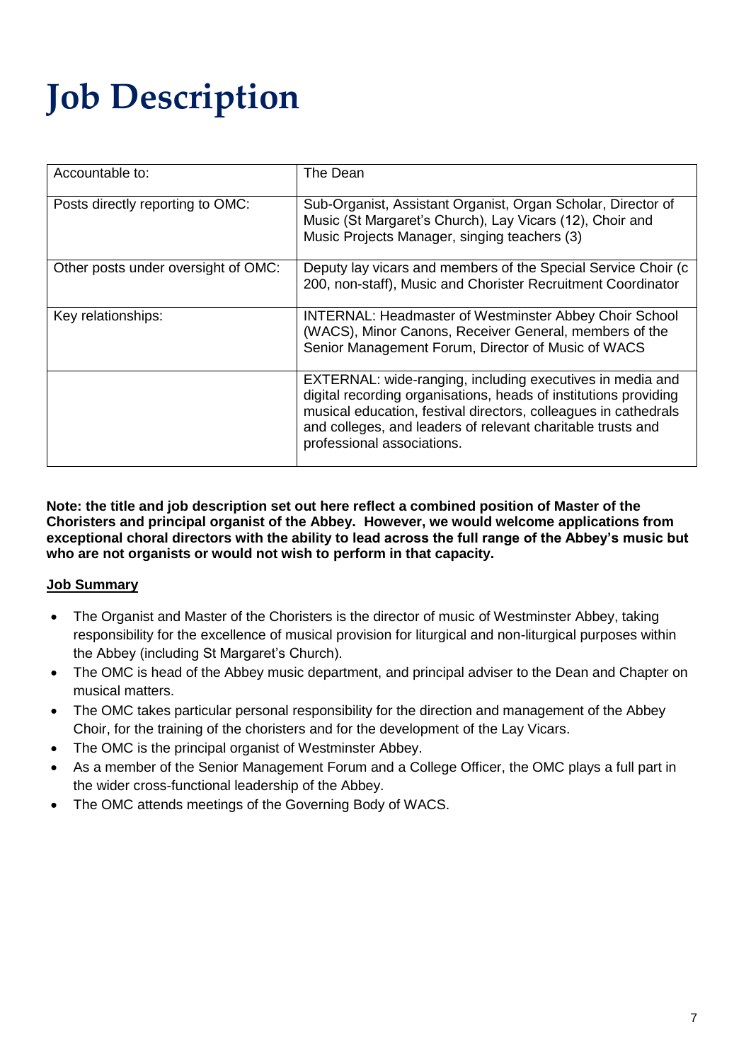# Job Description

| Accountable to: | The Dean |
| --- | --- |
| Posts directly reporting to OMC: | Sub-Organist, Assistant Organist, Organ Scholar, Director of Music (St Margaret's Church), Lay Vicars (12), Choir and Music Projects Manager, singing teachers (3) |
| Other posts under oversight of OMC: | Deputy lay vicars and members of the Special Service Choir (c 200, non-staff), Music and Chorister Recruitment Coordinator |
| Key relationships: | INTERNAL: Headmaster of Westminster Abbey Choir School (WACS), Minor Canons, Receiver General, members of the Senior Management Forum, Director of Music of WACS |
| | EXTERNAL: wide-ranging, including executives in media and digital recording organisations, heads of institutions providing musical education, festival directors, colleagues in cathedrals and colleges, and leaders of relevant charitable trusts and professional associations. |

**Note: the title and job description set out here reflect a combined position of Master of the Choristers and principal organist of the Abbey. However, we would welcome applications from exceptional choral directors with the ability to lead across the full range of the Abbey's music but who are not organists or would not wish to perform in that capacity.**

**Job Summary**

- The Organist and Master of the Choristers is the director of music of Westminster Abbey, taking responsibility for the excellence of musical provision for liturgical and non-liturgical purposes within the Abbey (including St Margaret's Church).
- The OMC is head of the Abbey music department, and principal adviser to the Dean and Chapter on musical matters.
- The OMC takes particular personal responsibility for the direction and management of the Abbey Choir, for the training of the choristers and for the development of the Lay Vicars.
- The OMC is the principal organist of Westminster Abbey.
- As a member of the Senior Management Forum and a College Officer, the OMC plays a full part in the wider cross-functional leadership of the Abbey.
- The OMC attends meetings of the Governing Body of WACS.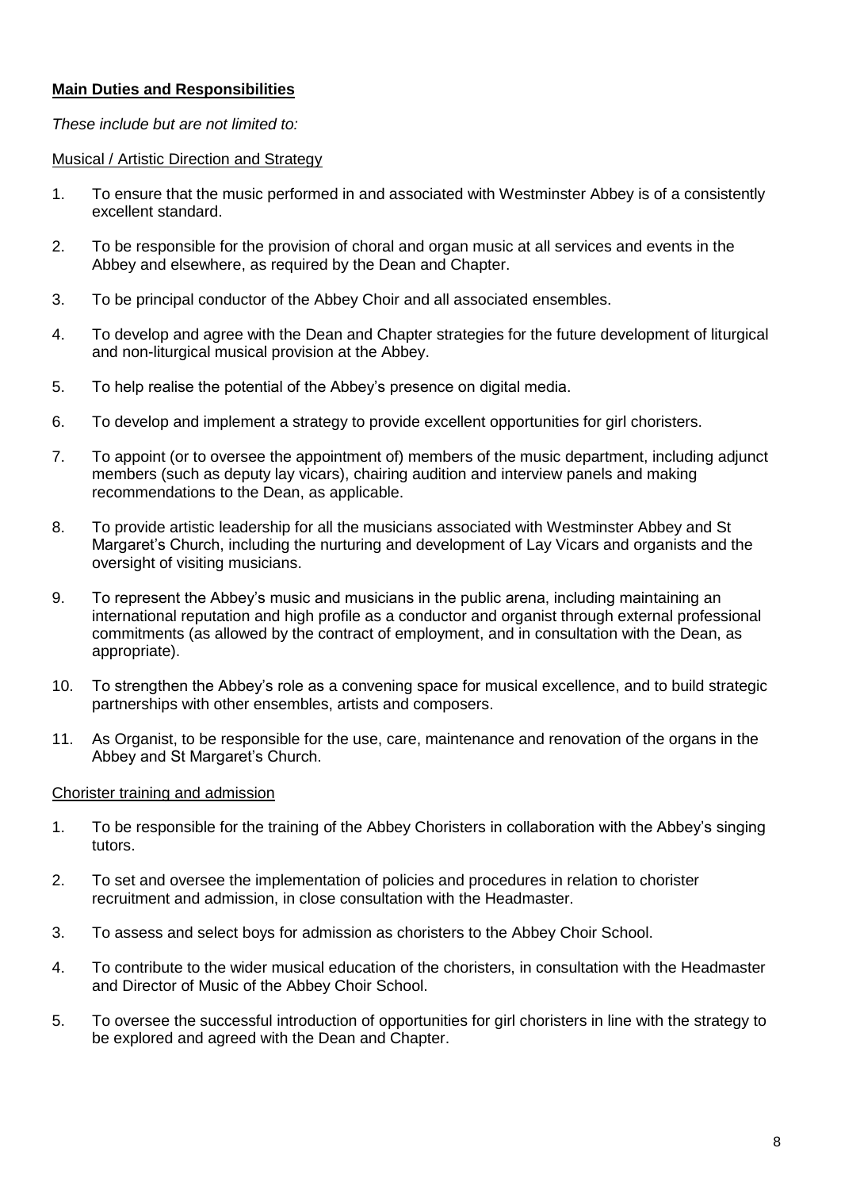**Main Duties and Responsibilities**

*These include but are not limited to:*

Musical / Artistic Direction and Strategy

1. To ensure that the music performed in and associated with Westminster Abbey is of a consistently excellent standard.
2. To be responsible for the provision of choral and organ music at all services and events in the Abbey and elsewhere, as required by the Dean and Chapter.
3. To be principal conductor of the Abbey Choir and all associated ensembles.
4. To develop and agree with the Dean and Chapter strategies for the future development of liturgical and non-liturgical musical provision at the Abbey.
5. To help realise the potential of the Abbey's presence on digital media.
6. To develop and implement a strategy to provide excellent opportunities for girl choristers.
7. To appoint (or to oversee the appointment of) members of the music department, including adjunct members (such as deputy lay vicars), chairing audition and interview panels and making recommendations to the Dean, as applicable.
8. To provide artistic leadership for all the musicians associated with Westminster Abbey and St Margaret's Church, including the nurturing and development of Lay Vicars and organists and the oversight of visiting musicians.
9. To represent the Abbey's music and musicians in the public arena, including maintaining an international reputation and high profile as a conductor and organist through external professional commitments (as allowed by the contract of employment, and in consultation with the Dean, as appropriate).
10. To strengthen the Abbey's role as a convening space for musical excellence, and to build strategic partnerships with other ensembles, artists and composers.
11. As Organist, to be responsible for the use, care, maintenance and renovation of the organs in the Abbey and St Margaret's Church.

Chorister training and admission

1. To be responsible for the training of the Abbey Choristers in collaboration with the Abbey's singing tutors.
2. To set and oversee the implementation of policies and procedures in relation to chorister recruitment and admission, in close consultation with the Headmaster.
3. To assess and select boys for admission as choristers to the Abbey Choir School.
4. To contribute to the wider musical education of the choristers, in consultation with the Headmaster and Director of Music of the Abbey Choir School.
5. To oversee the successful introduction of opportunities for girl choristers in line with the strategy to be explored and agreed with the Dean and Chapter.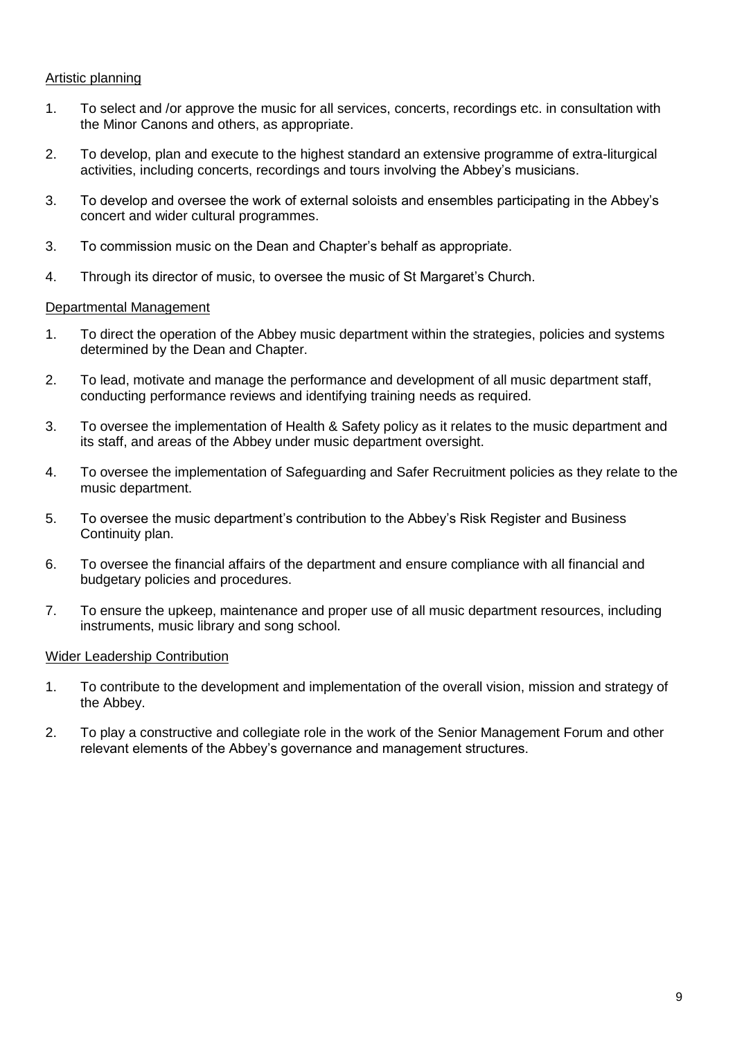Artistic planning

1. To select and /or approve the music for all services, concerts, recordings etc. in consultation with the Minor Canons and others, as appropriate.

2. To develop, plan and execute to the highest standard an extensive programme of extra-liturgical activities, including concerts, recordings and tours involving the Abbey's musicians.

3. To develop and oversee the work of external soloists and ensembles participating in the Abbey's concert and wider cultural programmes.

3. To commission music on the Dean and Chapter's behalf as appropriate.

4. Through its director of music, to oversee the music of St Margaret's Church.

Departmental Management

1. To direct the operation of the Abbey music department within the strategies, policies and systems determined by the Dean and Chapter.

2. To lead, motivate and manage the performance and development of all music department staff, conducting performance reviews and identifying training needs as required.

3. To oversee the implementation of Health & Safety policy as it relates to the music department and its staff, and areas of the Abbey under music department oversight.

4. To oversee the implementation of Safeguarding and Safer Recruitment policies as they relate to the music department.

5. To oversee the music department's contribution to the Abbey's Risk Register and Business Continuity plan.

6. To oversee the financial affairs of the department and ensure compliance with all financial and budgetary policies and procedures.

7. To ensure the upkeep, maintenance and proper use of all music department resources, including instruments, music library and song school.

Wider Leadership Contribution

1. To contribute to the development and implementation of the overall vision, mission and strategy of the Abbey.

2. To play a constructive and collegiate role in the work of the Senior Management Forum and other relevant elements of the Abbey's governance and management structures.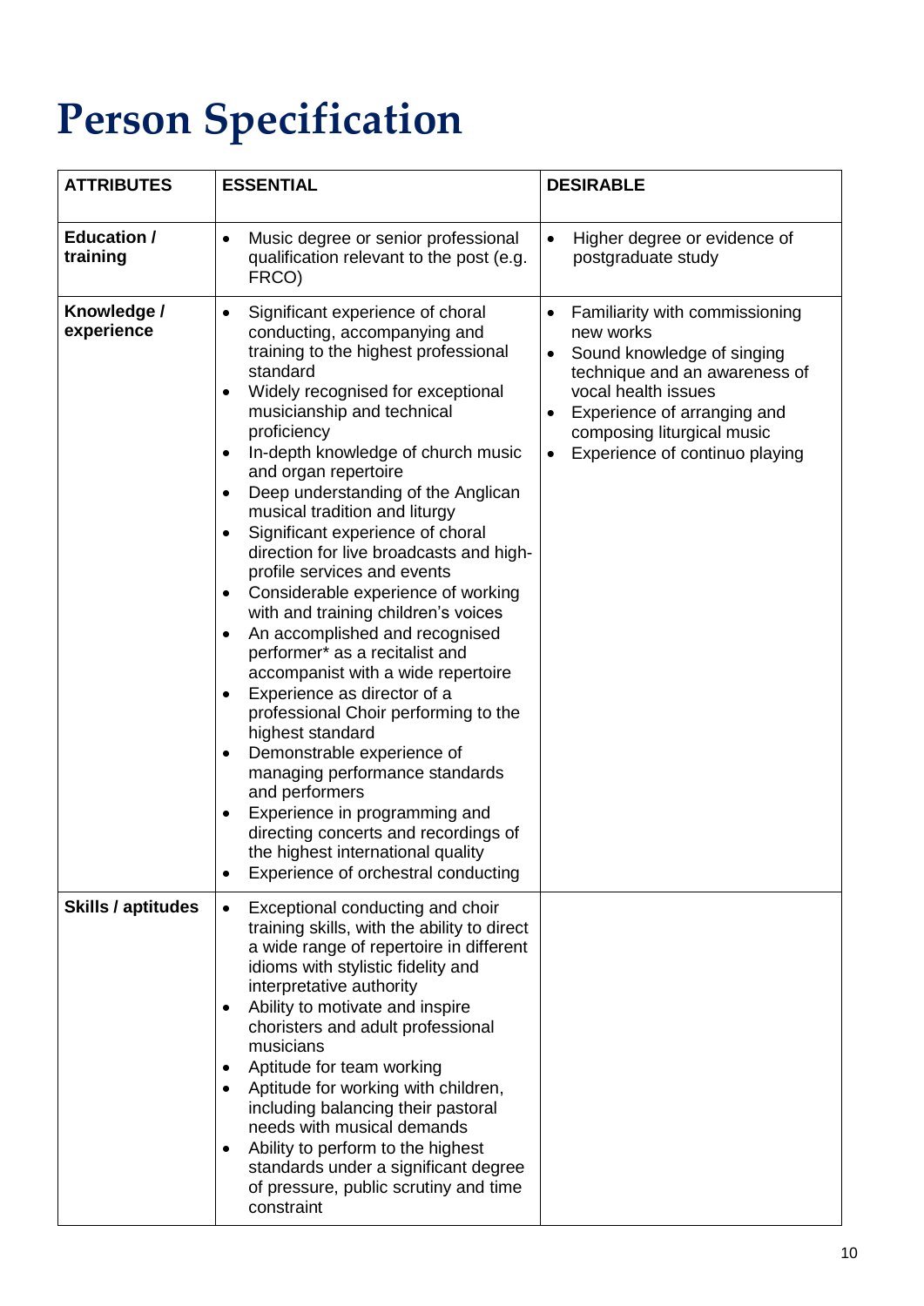# Person Specification

| ATTRIBUTES | ESSENTIAL | DESIRABLE |
|---|---|---|
| **Education / training** | • Music degree or senior professional qualification relevant to the post (e.g. FRCO) | • Higher degree or evidence of postgraduate study |
| **Knowledge / experience** | • Significant experience of choral conducting, accompanying and training to the highest professional standard<br>• Widely recognised for exceptional musicianship and technical proficiency<br>• In-depth knowledge of church music and organ repertoire<br>• Deep understanding of the Anglican musical tradition and liturgy<br>• Significant experience of choral direction for live broadcasts and high-profile services and events<br>• Considerable experience of working with and training children's voices<br>• An accomplished and recognised performer* as a recitalist and accompanist with a wide repertoire<br>• Experience as director of a professional Choir performing to the highest standard<br>• Demonstrable experience of managing performance standards and performers<br>• Experience in programming and directing concerts and recordings of the highest international quality<br>• Experience of orchestral conducting | • Familiarity with commissioning new works<br>• Sound knowledge of singing technique and an awareness of vocal health issues<br>• Experience of arranging and composing liturgical music<br>• Experience of continuo playing |
| **Skills / aptitudes** | • Exceptional conducting and choir training skills, with the ability to direct a wide range of repertoire in different idioms with stylistic fidelity and interpretative authority<br>• Ability to motivate and inspire choristers and adult professional musicians<br>• Aptitude for team working<br>• Aptitude for working with children, including balancing their pastoral needs with musical demands<br>• Ability to perform to the highest standards under a significant degree of pressure, public scrutiny and time constraint | |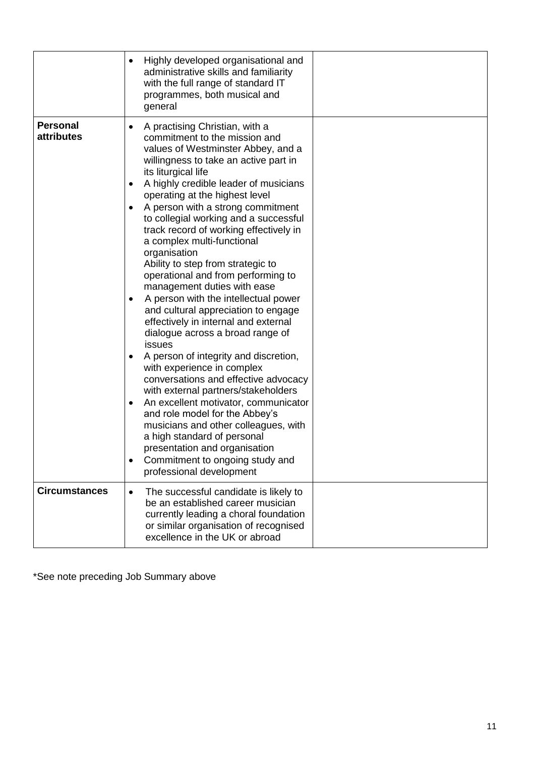| | | |
|---|---|---|
| | • Highly developed organisational and administrative skills and familiarity with the full range of standard IT programmes, both musical and general | |
| **Personal attributes** | • A practising Christian, with a commitment to the mission and values of Westminster Abbey, and a willingness to take an active part in its liturgical life<br>• A highly credible leader of musicians operating at the highest level<br>• A person with a strong commitment to collegial working and a successful track record of working effectively in a complex multi-functional organisation<br>Ability to step from strategic to operational and from performing to management duties with ease<br>• A person with the intellectual power and cultural appreciation to engage effectively in internal and external dialogue across a broad range of issues<br>• A person of integrity and discretion, with experience in complex conversations and effective advocacy with external partners/stakeholders<br>• An excellent motivator, communicator and role model for the Abbey's musicians and other colleagues, with a high standard of personal presentation and organisation<br>• Commitment to ongoing study and professional development | |
| **Circumstances** | • The successful candidate is likely to be an established career musician currently leading a choral foundation or similar organisation of recognised excellence in the UK or abroad | |

*See note preceding Job Summary above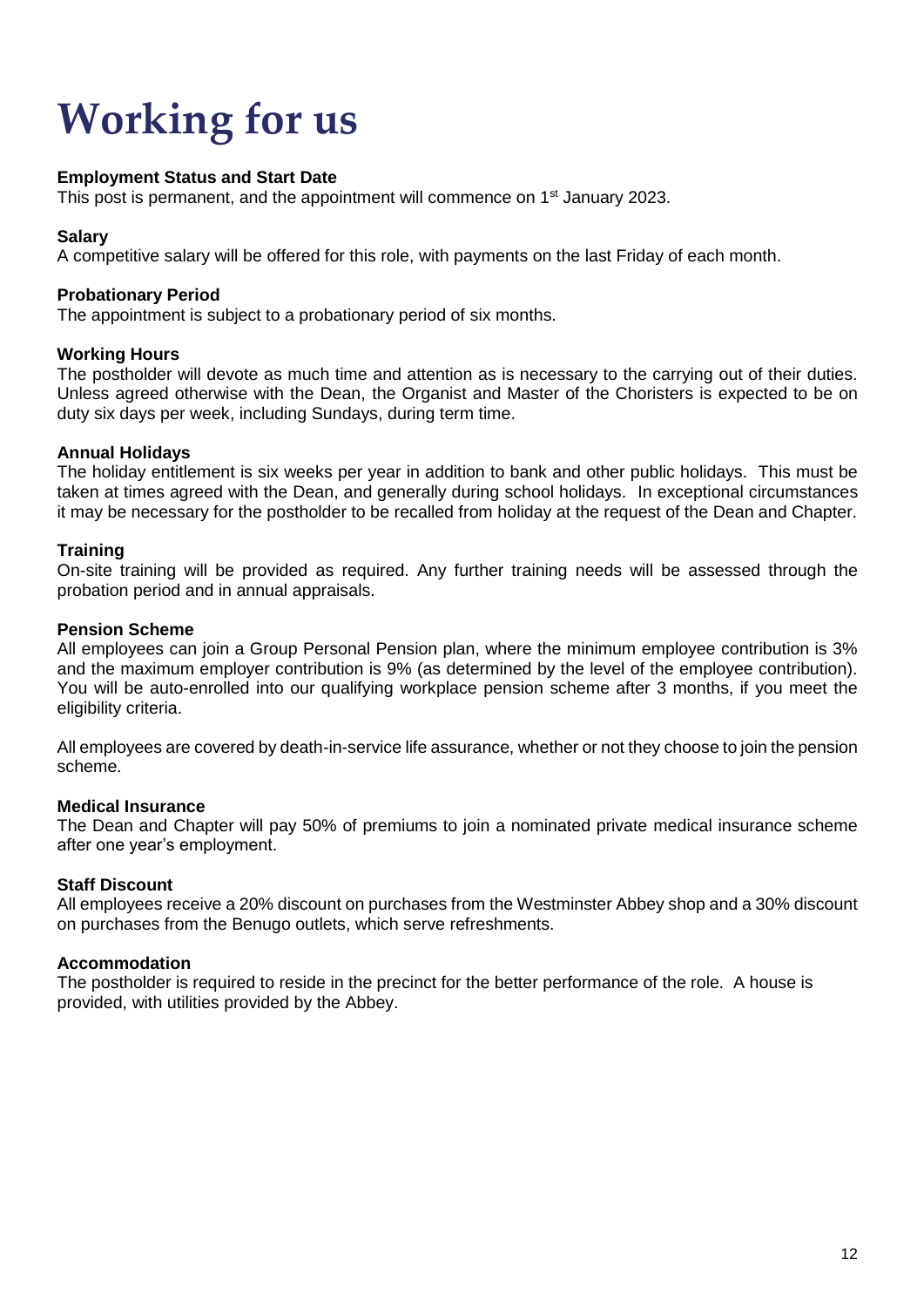# Working for us

**Employment Status and Start Date**
This post is permanent, and the appointment will commence on 1st January 2023.

**Salary**
A competitive salary will be offered for this role, with payments on the last Friday of each month.

**Probationary Period**
The appointment is subject to a probationary period of six months.

**Working Hours**
The postholder will devote as much time and attention as is necessary to the carrying out of their duties. Unless agreed otherwise with the Dean, the Organist and Master of the Choristers is expected to be on duty six days per week, including Sundays, during term time.

**Annual Holidays**
The holiday entitlement is six weeks per year in addition to bank and other public holidays. This must be taken at times agreed with the Dean, and generally during school holidays. In exceptional circumstances it may be necessary for the postholder to be recalled from holiday at the request of the Dean and Chapter.

**Training**
On-site training will be provided as required. Any further training needs will be assessed through the probation period and in annual appraisals.

**Pension Scheme**
All employees can join a Group Personal Pension plan, where the minimum employee contribution is 3% and the maximum employer contribution is 9% (as determined by the level of the employee contribution). You will be auto-enrolled into our qualifying workplace pension scheme after 3 months, if you meet the eligibility criteria.

All employees are covered by death-in-service life assurance, whether or not they choose to join the pension scheme.

**Medical Insurance**
The Dean and Chapter will pay 50% of premiums to join a nominated private medical insurance scheme after one year's employment.

**Staff Discount**
All employees receive a 20% discount on purchases from the Westminster Abbey shop and a 30% discount on purchases from the Benugo outlets, which serve refreshments.

**Accommodation**
The postholder is required to reside in the precinct for the better performance of the role. A house is provided, with utilities provided by the Abbey.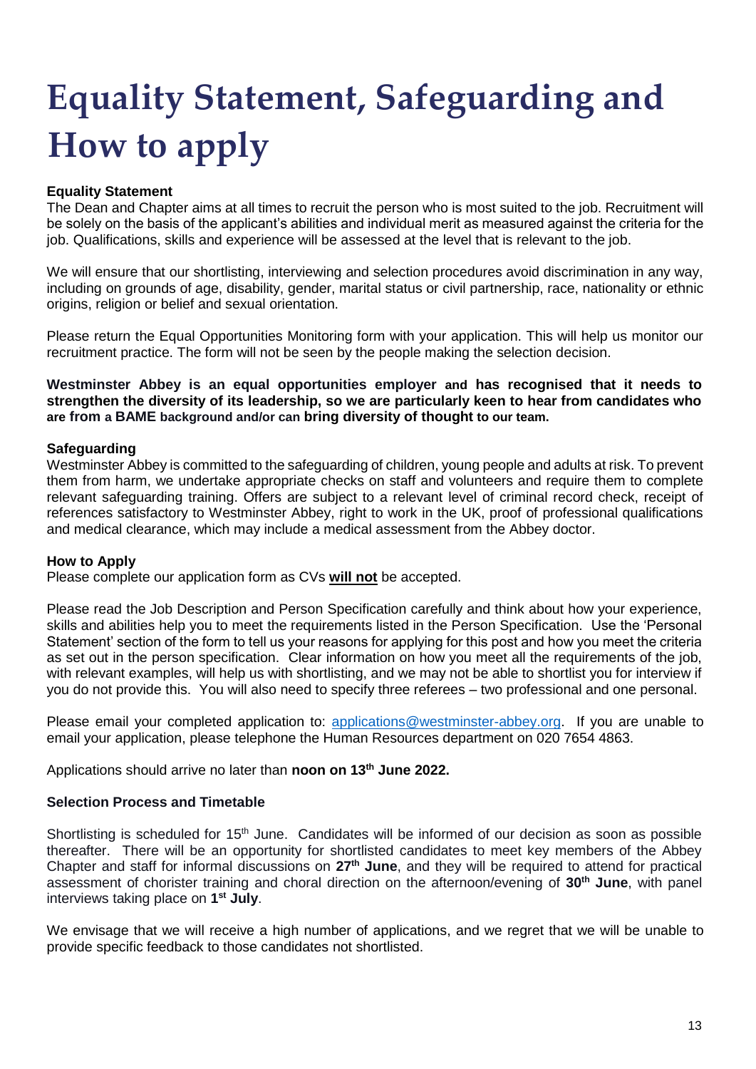# Equality Statement, Safeguarding and How to apply

**Equality Statement**

The Dean and Chapter aims at all times to recruit the person who is most suited to the job. Recruitment will be solely on the basis of the applicant's abilities and individual merit as measured against the criteria for the job. Qualifications, skills and experience will be assessed at the level that is relevant to the job.

We will ensure that our shortlisting, interviewing and selection procedures avoid discrimination in any way, including on grounds of age, disability, gender, marital status or civil partnership, race, nationality or ethnic origins, religion or belief and sexual orientation.

Please return the Equal Opportunities Monitoring form with your application. This will help us monitor our recruitment practice. The form will not be seen by the people making the selection decision.

**Westminster Abbey is an equal opportunities employer and has recognised that it needs to strengthen the diversity of its leadership, so we are particularly keen to hear from candidates who are from a BAME background and/or can bring diversity of thought to our team.**

**Safeguarding**

Westminster Abbey is committed to the safeguarding of children, young people and adults at risk. To prevent them from harm, we undertake appropriate checks on staff and volunteers and require them to complete relevant safeguarding training. Offers are subject to a relevant level of criminal record check, receipt of references satisfactory to Westminster Abbey, right to work in the UK, proof of professional qualifications and medical clearance, which may include a medical assessment from the Abbey doctor.

**How to Apply**

Please complete our application form as CVs **will not** be accepted.

Please read the Job Description and Person Specification carefully and think about how your experience, skills and abilities help you to meet the requirements listed in the Person Specification. Use the 'Personal Statement' section of the form to tell us your reasons for applying for this post and how you meet the criteria as set out in the person specification. Clear information on how you meet all the requirements of the job, with relevant examples, will help us with shortlisting, and we may not be able to shortlist you for interview if you do not provide this. You will also need to specify three referees – two professional and one personal.

Please email your completed application to: applications@westminster-abbey.org. If you are unable to email your application, please telephone the Human Resources department on 020 7654 4863.

Applications should arrive no later than **noon on 13th June 2022.**

**Selection Process and Timetable**

Shortlisting is scheduled for 15th June. Candidates will be informed of our decision as soon as possible thereafter. There will be an opportunity for shortlisted candidates to meet key members of the Abbey Chapter and staff for informal discussions on **27th June**, and they will be required to attend for practical assessment of chorister training and choral direction on the afternoon/evening of **30th June**, with panel interviews taking place on **1st July**.

We envisage that we will receive a high number of applications, and we regret that we will be unable to provide specific feedback to those candidates not shortlisted.